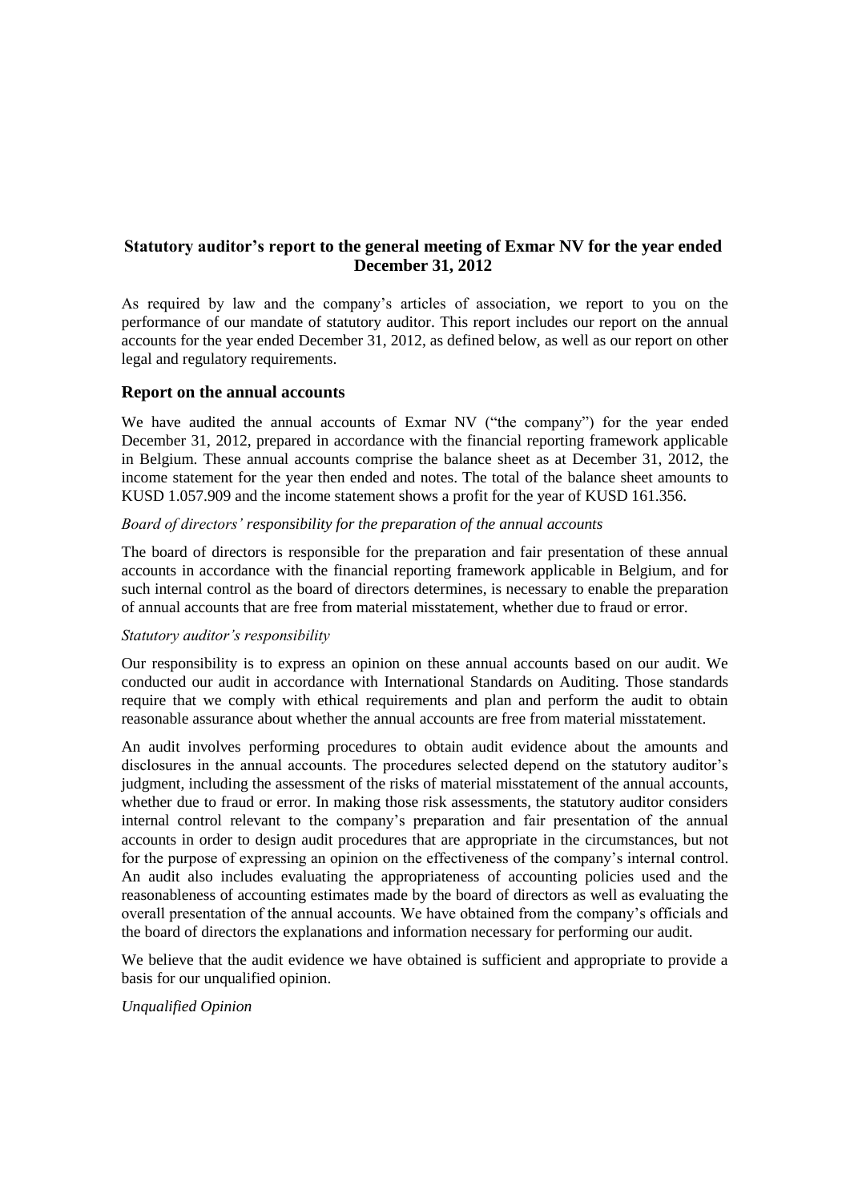## Statutory auditor's report to the general meeting of Exmar NV for the year ended December 31, 2012

As required by law and the company's articles of association, we report to you on the performance of our mandate of statutory auditor. This report includes our report on the annual accounts for the year ended December 31, 2012, as defined below, as well as our report on other legal and regulatory requirements.

### Report on the annual accounts

We have audited the annual accounts of Exmar NV ("the company") for the year ended December 31, 2012, prepared in accordance with the financial reporting framework applicable in Belgium. These annual accounts comprise the balance sheet as at December 31, 2012, the income statement for the year then ended and notes. The total of the balance sheet amounts to KUSD 1.057.909 and the income statement shows a profit for the year of KUSD 161.356.

*Board of directors' responsibility for the preparation of the annual accounts*

The board of directors is responsible for the preparation and fair presentation of these annual accounts in accordance with the financial reporting framework applicable in Belgium, and for such internal control as the board of directors determines, is necessary to enable the preparation of annual accounts that are free from material misstatement, whether due to fraud or error.

*Statutory auditor's responsibility*

Our responsibility is to express an opinion on these annual accounts based on our audit. We conducted our audit in accordance with International Standards on Auditing. Those standards require that we comply with ethical requirements and plan and perform the audit to obtain reasonable assurance about whether the annual accounts are free from material misstatement.

An audit involves performing procedures to obtain audit evidence about the amounts and disclosures in the annual accounts. The procedures selected depend on the statutory auditor's judgment, including the assessment of the risks of material misstatement of the annual accounts, whether due to fraud or error. In making those risk assessments, the statutory auditor considers internal control relevant to the company's preparation and fair presentation of the annual accounts in order to design audit procedures that are appropriate in the circumstances, but not for the purpose of expressing an opinion on the effectiveness of the company's internal control. An audit also includes evaluating the appropriateness of accounting policies used and the reasonableness of accounting estimates made by the board of directors as well as evaluating the overall presentation of the annual accounts. We have obtained from the company's officials and the board of directors the explanations and information necessary for performing our audit.

We believe that the audit evidence we have obtained is sufficient and appropriate to provide a basis for our unqualified opinion.

*Unqualified Opinion*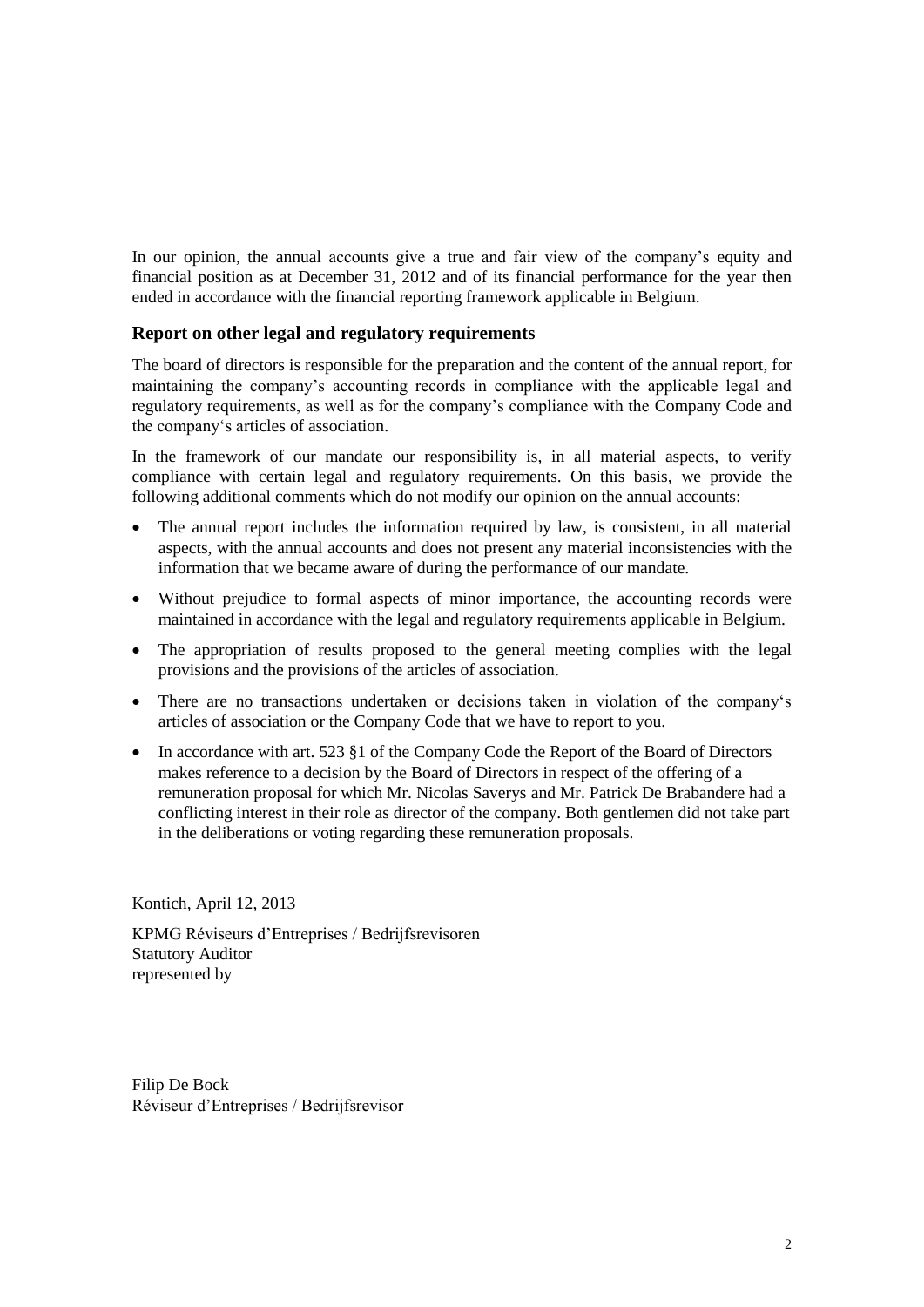In our opinion, the annual accounts give a true and fair view of the company's equity and financial position as at December 31, 2012 and of its financial performance for the year then ended in accordance with the financial reporting framework applicable in Belgium.

## Report on other legal and regulatory requirements

The board of directors is responsible for the preparation and the content of the annual report, for maintaining the company's accounting records in compliance with the applicable legal and regulatory requirements, as well as for the company's compliance with the Company Code and the company's articles of association.

In the framework of our mandate our responsibility is, in all material aspects, to verify compliance with certain legal and regulatory requirements. On this basis, we provide the following additional comments which do not modify our opinion on the annual accounts:

- The annual report includes the information required by law, is consistent, in all material aspects, with the annual accounts and does not present any material inconsistencies with the information that we became aware of during the performance of our mandate.
- Without prejudice to formal aspects of minor importance, the accounting records were maintained in accordance with the legal and regulatory requirements applicable in Belgium.
- The appropriation of results proposed to the general meeting complies with the legal provisions and the provisions of the articles of association.
- There are no transactions undertaken or decisions taken in violation of the company's articles of association or the Company Code that we have to report to you.
- In accordance with art. 523 §1 of the Company Code the Report of the Board of Directors makes reference to a decision by the Board of Directors in respect of the offering of a remuneration proposal for which Mr. Nicolas Saverys and Mr. Patrick De Brabandere had a conflicting interest in their role as director of the company. Both gentlemen did not take part in the deliberations or voting regarding these remuneration proposals.

Kontich, April 12, 2013

KPMG Réviseurs d'Entreprises / Bedrijfsrevisoren
Statutory Auditor
represented by

Filip De Bock
Réviseur d'Entreprises / Bedrijfsrevisor